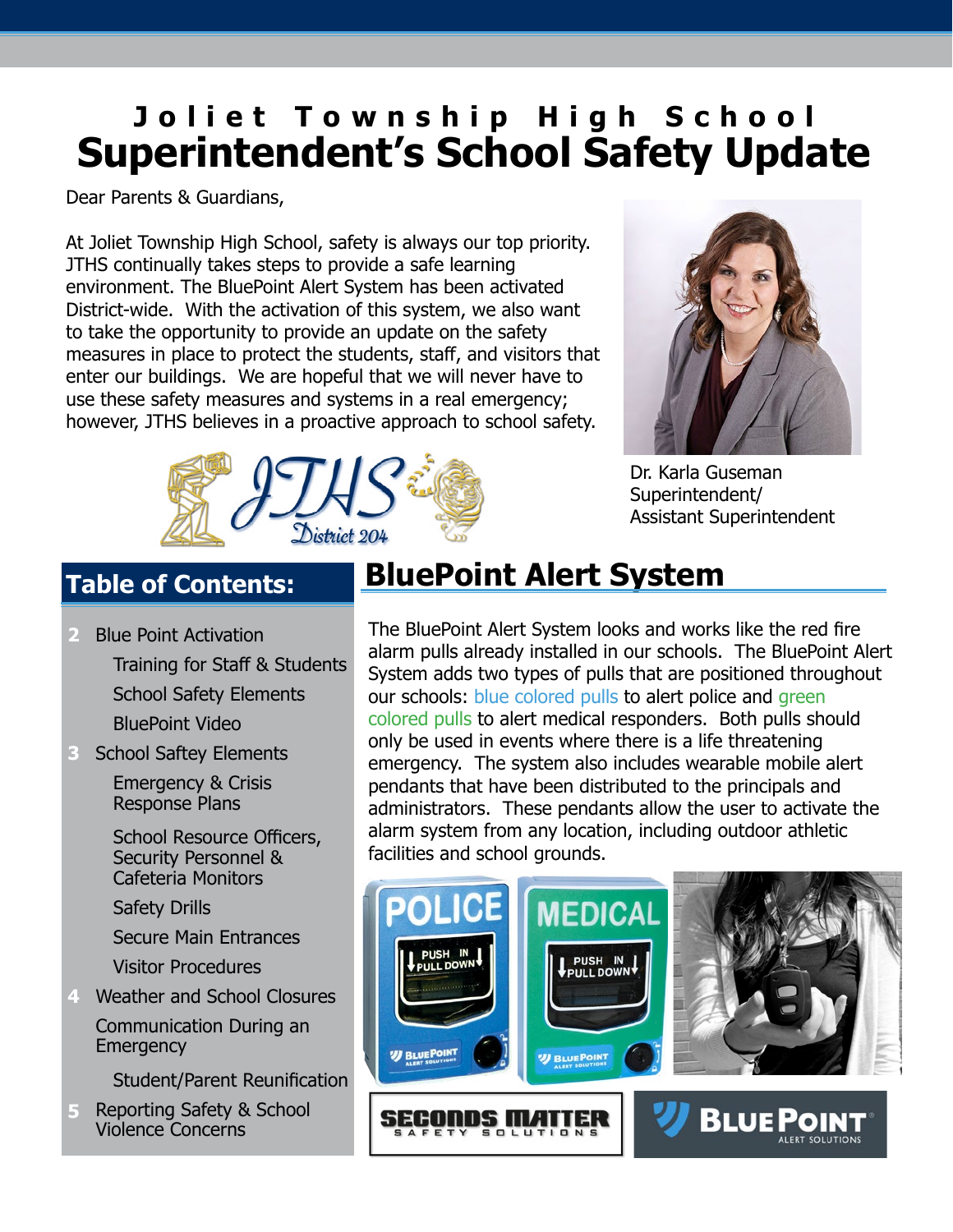# Joliet Township High School
# Superintendent's School Safety Update

Dear Parents & Guardians,

At Joliet Township High School, safety is always our top priority. JTHS continually takes steps to provide a safe learning environment. The BluePoint Alert System has been activated District-wide. With the activation of this system, we also want to take the opportunity to provide an update on the safety measures in place to protect the students, staff, and visitors that enter our buildings. We are hopeful that we will never have to use these safety measures and systems in a real emergency; however, JTHS believes in a proactive approach to school safety.

Dr. Karla Guseman
Superintendent/
Assistant Superintendent

## Table of Contents:

- **2** Blue Point Activation
  - Training for Staff & Students
  - School Safety Elements
  - BluePoint Video
- **3** School Saftey Elements
  - Emergency & Crisis Response Plans
  - School Resource Officers, Security Personnel & Cafeteria Monitors
  - Safety Drills
  - Secure Main Entrances
  - Visitor Procedures
- **4** Weather and School Closures
  - Communication During an Emergency
  - Student/Parent Reunification
- **5** Reporting Safety & School Violence Concerns

## BluePoint Alert System

The BluePoint Alert System looks and works like the red fire alarm pulls already installed in our schools. The BluePoint Alert System adds two types of pulls that are positioned throughout our schools: blue colored pulls to alert police and green colored pulls to alert medical responders. Both pulls should only be used in events where there is a life threatening emergency. The system also includes wearable mobile alert pendants that have been distributed to the principals and administrators. These pendants allow the user to activate the alarm system from any location, including outdoor athletic facilities and school grounds.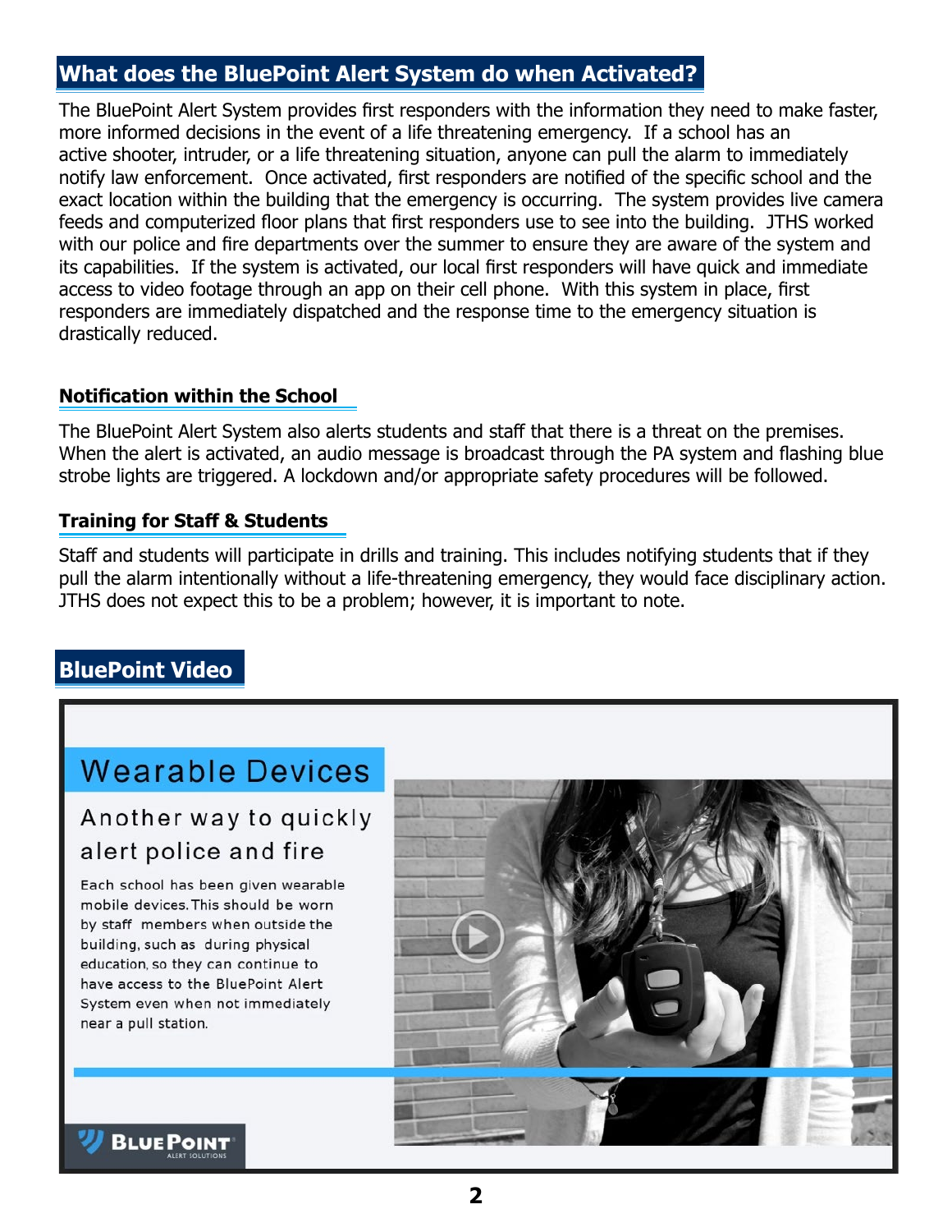## What does the BluePoint Alert System do when Activated?

The BluePoint Alert System provides first responders with the information they need to make faster, more informed decisions in the event of a life threatening emergency. If a school has an active shooter, intruder, or a life threatening situation, anyone can pull the alarm to immediately notify law enforcement. Once activated, first responders are notified of the specific school and the exact location within the building that the emergency is occurring. The system provides live camera feeds and computerized floor plans that first responders use to see into the building. JTHS worked with our police and fire departments over the summer to ensure they are aware of the system and its capabilities. If the system is activated, our local first responders will have quick and immediate access to video footage through an app on their cell phone. With this system in place, first responders are immediately dispatched and the response time to the emergency situation is drastically reduced.

### Notification within the School

The BluePoint Alert System also alerts students and staff that there is a threat on the premises. When the alert is activated, an audio message is broadcast through the PA system and flashing blue strobe lights are triggered. A lockdown and/or appropriate safety procedures will be followed.

### Training for Staff & Students

Staff and students will participate in drills and training. This includes notifying students that if they pull the alarm intentionally without a life-threatening emergency, they would face disciplinary action. JTHS does not expect this to be a problem; however, it is important to note.

## BluePoint Video

### Wearable Devices

Another way to quickly alert police and fire

Each school has been given wearable mobile devices. This should be worn by staff members when outside the building, such as during physical education, so they can continue to have access to the BluePoint Alert System even when not immediately near a pull station.

BLUEPOINT ALERT SOLUTIONS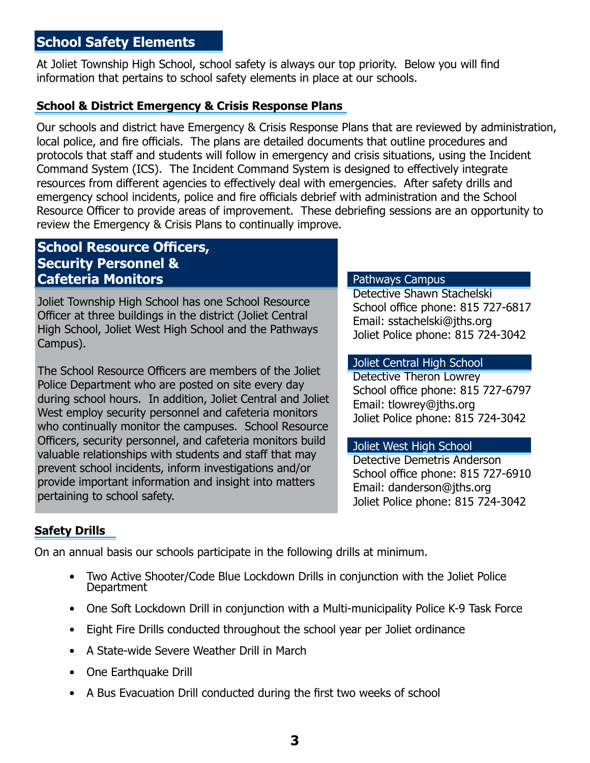## School Safety Elements

At Joliet Township High School, school safety is always our top priority. Below you will find information that pertains to school safety elements in place at our schools.

### School & District Emergency & Crisis Response Plans

Our schools and district have Emergency & Crisis Response Plans that are reviewed by administration, local police, and fire officials. The plans are detailed documents that outline procedures and protocols that staff and students will follow in emergency and crisis situations, using the Incident Command System (ICS). The Incident Command System is designed to effectively integrate resources from different agencies to effectively deal with emergencies. After safety drills and emergency school incidents, police and fire officials debrief with administration and the School Resource Officer to provide areas of improvement. These debriefing sessions are an opportunity to review the Emergency & Crisis Plans to continually improve.

## School Resource Officers, Security Personnel & Cafeteria Monitors

Joliet Township High School has one School Resource Officer at three buildings in the district (Joliet Central High School, Joliet West High School and the Pathways Campus).

The School Resource Officers are members of the Joliet Police Department who are posted on site every day during school hours. In addition, Joliet Central and Joliet West employ security personnel and cafeteria monitors who continually monitor the campuses. School Resource Officers, security personnel, and cafeteria monitors build valuable relationships with students and staff that may prevent school incidents, inform investigations and/or provide important information and insight into matters pertaining to school safety.

#### Pathways Campus

Detective Shawn Stachelski
School office phone: 815 727-6817
Email: sstachelski@jths.org
Joliet Police phone: 815 724-3042

#### Joliet Central High School

Detective Theron Lowrey
School office phone: 815 727-6797
Email: tlowrey@jths.org
Joliet Police phone: 815 724-3042

#### Joliet West High School

Detective Demetris Anderson
School office phone: 815 727-6910
Email: danderson@jths.org
Joliet Police phone: 815 724-3042

### Safety Drills

On an annual basis our schools participate in the following drills at minimum.

- Two Active Shooter/Code Blue Lockdown Drills in conjunction with the Joliet Police Department
- One Soft Lockdown Drill in conjunction with a Multi-municipality Police K-9 Task Force
- Eight Fire Drills conducted throughout the school year per Joliet ordinance
- A State-wide Severe Weather Drill in March
- One Earthquake Drill
- A Bus Evacuation Drill conducted during the first two weeks of school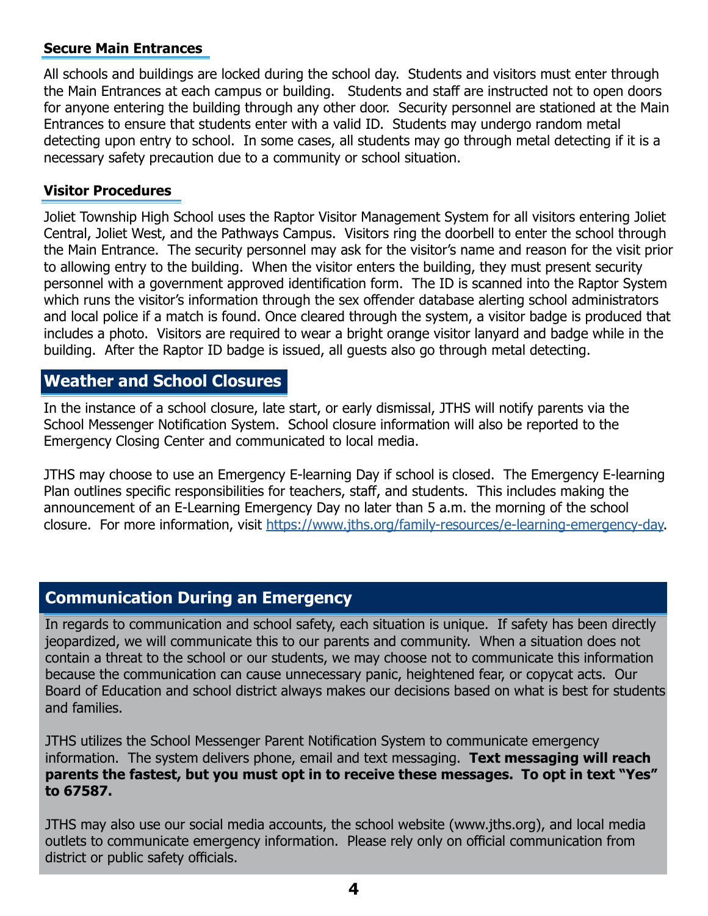### Secure Main Entrances

All schools and buildings are locked during the school day. Students and visitors must enter through the Main Entrances at each campus or building. Students and staff are instructed not to open doors for anyone entering the building through any other door. Security personnel are stationed at the Main Entrances to ensure that students enter with a valid ID. Students may undergo random metal detecting upon entry to school. In some cases, all students may go through metal detecting if it is a necessary safety precaution due to a community or school situation.

### Visitor Procedures

Joliet Township High School uses the Raptor Visitor Management System for all visitors entering Joliet Central, Joliet West, and the Pathways Campus. Visitors ring the doorbell to enter the school through the Main Entrance. The security personnel may ask for the visitor's name and reason for the visit prior to allowing entry to the building. When the visitor enters the building, they must present security personnel with a government approved identification form. The ID is scanned into the Raptor System which runs the visitor's information through the sex offender database alerting school administrators and local police if a match is found. Once cleared through the system, a visitor badge is produced that includes a photo. Visitors are required to wear a bright orange visitor lanyard and badge while in the building. After the Raptor ID badge is issued, all guests also go through metal detecting.

## Weather and School Closures

In the instance of a school closure, late start, or early dismissal, JTHS will notify parents via the School Messenger Notification System. School closure information will also be reported to the Emergency Closing Center and communicated to local media.

JTHS may choose to use an Emergency E-learning Day if school is closed. The Emergency E-learning Plan outlines specific responsibilities for teachers, staff, and students. This includes making the announcement of an E-Learning Emergency Day no later than 5 a.m. the morning of the school closure. For more information, visit https://www.jths.org/family-resources/e-learning-emergency-day.

## Communication During an Emergency

In regards to communication and school safety, each situation is unique. If safety has been directly jeopardized, we will communicate this to our parents and community. When a situation does not contain a threat to the school or our students, we may choose not to communicate this information because the communication can cause unnecessary panic, heightened fear, or copycat acts. Our Board of Education and school district always makes our decisions based on what is best for students and families.

JTHS utilizes the School Messenger Parent Notification System to communicate emergency information. The system delivers phone, email and text messaging. **Text messaging will reach parents the fastest, but you must opt in to receive these messages. To opt in text "Yes" to 67587.**

JTHS may also use our social media accounts, the school website (www.jths.org), and local media outlets to communicate emergency information. Please rely only on official communication from district or public safety officials.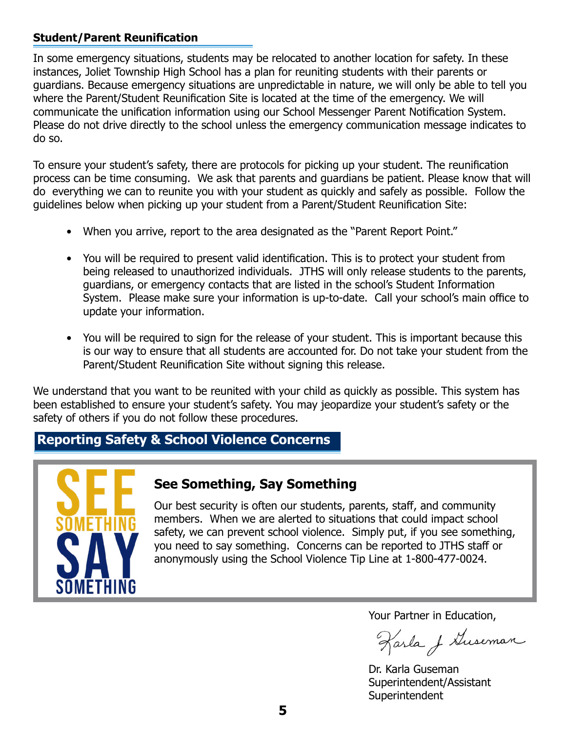## Student/Parent Reunification

In some emergency situations, students may be relocated to another location for safety. In these instances, Joliet Township High School has a plan for reuniting students with their parents or guardians. Because emergency situations are unpredictable in nature, we will only be able to tell you where the Parent/Student Reunification Site is located at the time of the emergency. We will communicate the unification information using our School Messenger Parent Notification System. Please do not drive directly to the school unless the emergency communication message indicates to do so.

To ensure your student's safety, there are protocols for picking up your student. The reunification process can be time consuming. We ask that parents and guardians be patient. Please know that will do everything we can to reunite you with your student as quickly and safely as possible. Follow the guidelines below when picking up your student from a Parent/Student Reunification Site:

- When you arrive, report to the area designated as the "Parent Report Point."
- You will be required to present valid identification. This is to protect your student from being released to unauthorized individuals. JTHS will only release students to the parents, guardians, or emergency contacts that are listed in the school's Student Information System. Please make sure your information is up-to-date. Call your school's main office to update your information.
- You will be required to sign for the release of your student. This is important because this is our way to ensure that all students are accounted for. Do not take your student from the Parent/Student Reunification Site without signing this release.

We understand that you want to be reunited with your child as quickly as possible. This system has been established to ensure your student's safety. You may jeopardize your student's safety or the safety of others if you do not follow these procedures.

## Reporting Safety & School Violence Concerns

SEE SOMETHING SAY SOMETHING

### See Something, Say Something

Our best security is often our students, parents, staff, and community members. When we are alerted to situations that could impact school safety, we can prevent school violence. Simply put, if you see something, you need to say something. Concerns can be reported to JTHS staff or anonymously using the School Violence Tip Line at 1-800-477-0024.

Your Partner in Education,

Karla J Guseman

Dr. Karla Guseman
Superintendent/Assistant Superintendent